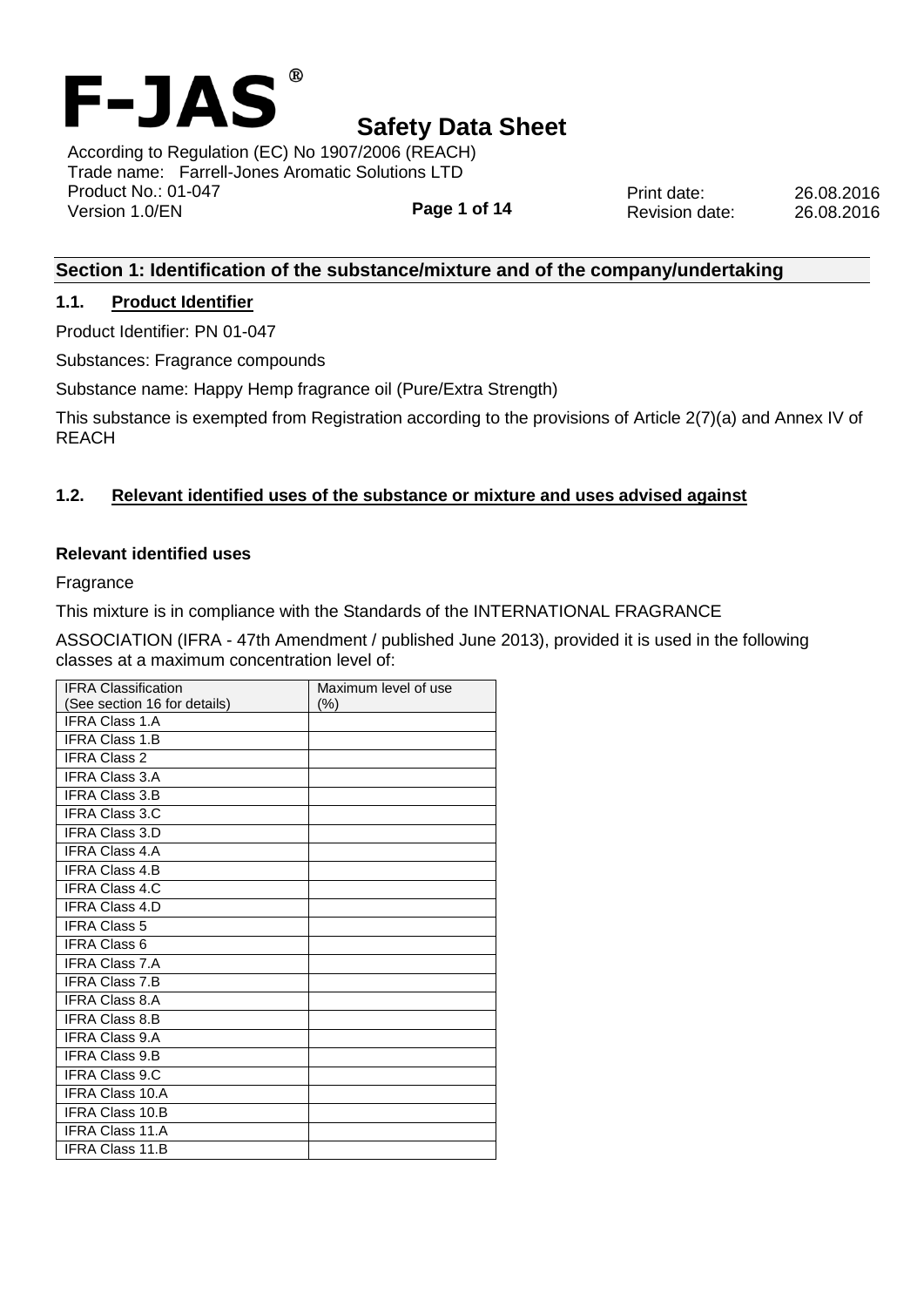# F-JAS®

# Safety Data Sheet

According to Regulation (EC) No 1907/2006 (REACH)
Trade name: Farrell-Jones Aromatic Solutions LTD
Product No.: 01-047
Version 1.0/EN

Print date: 26.08.2016
Revision date: 26.08.2016

## Section 1: Identification of the substance/mixture and of the company/undertaking

### 1.1. Product Identifier

Product Identifier: PN 01-047

Substances: Fragrance compounds

Substance name: Happy Hemp fragrance oil (Pure/Extra Strength)

This substance is exempted from Registration according to the provisions of Article 2(7)(a) and Annex IV of REACH

### 1.2. Relevant identified uses of the substance or mixture and uses advised against

**Relevant identified uses**

Fragrance

This mixture is in compliance with the Standards of the INTERNATIONAL FRAGRANCE ASSOCIATION (IFRA - 47th Amendment / published June 2013), provided it is used in the following classes at a maximum concentration level of:

| IFRA Classification (See section 16 for details) | Maximum level of use (%) |
|---|---|
| IFRA Class 1.A | |
| IFRA Class 1.B | |
| IFRA Class 2 | |
| IFRA Class 3.A | |
| IFRA Class 3.B | |
| IFRA Class 3.C | |
| IFRA Class 3.D | |
| IFRA Class 4.A | |
| IFRA Class 4.B | |
| IFRA Class 4.C | |
| IFRA Class 4.D | |
| IFRA Class 5 | |
| IFRA Class 6 | |
| IFRA Class 7.A | |
| IFRA Class 7.B | |
| IFRA Class 8.A | |
| IFRA Class 8.B | |
| IFRA Class 9.A | |
| IFRA Class 9.B | |
| IFRA Class 9.C | |
| IFRA Class 10.A | |
| IFRA Class 10.B | |
| IFRA Class 11.A | |
| IFRA Class 11.B | |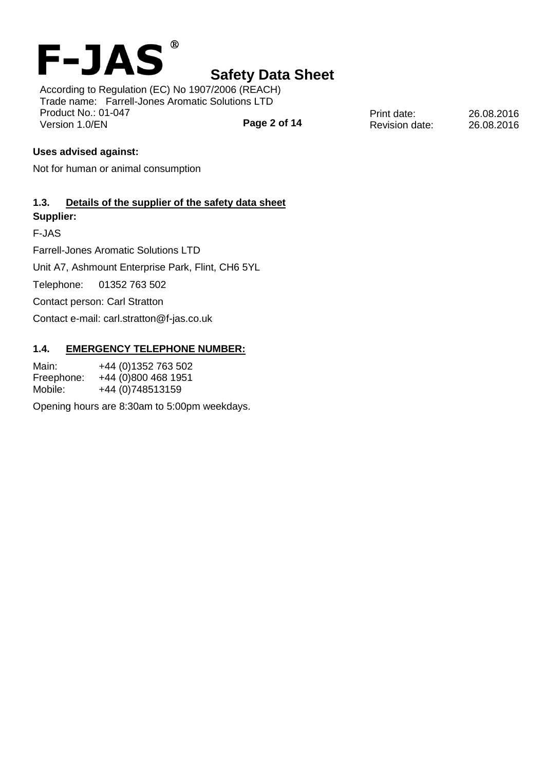**Uses advised against:**

Not for human or animal consumption

## 1.3. Details of the supplier of the safety data sheet

**Supplier:**

F-JAS

Farrell-Jones Aromatic Solutions LTD

Unit A7, Ashmount Enterprise Park, Flint, CH6 5YL

Telephone: 01352 763 502

Contact person: Carl Stratton

Contact e-mail: carl.stratton@f-jas.co.uk

## 1.4. EMERGENCY TELEPHONE NUMBER:

Main: +44 (0)1352 763 502
Freephone: +44 (0)800 468 1951
Mobile: +44 (0)748513159

Opening hours are 8:30am to 5:00pm weekdays.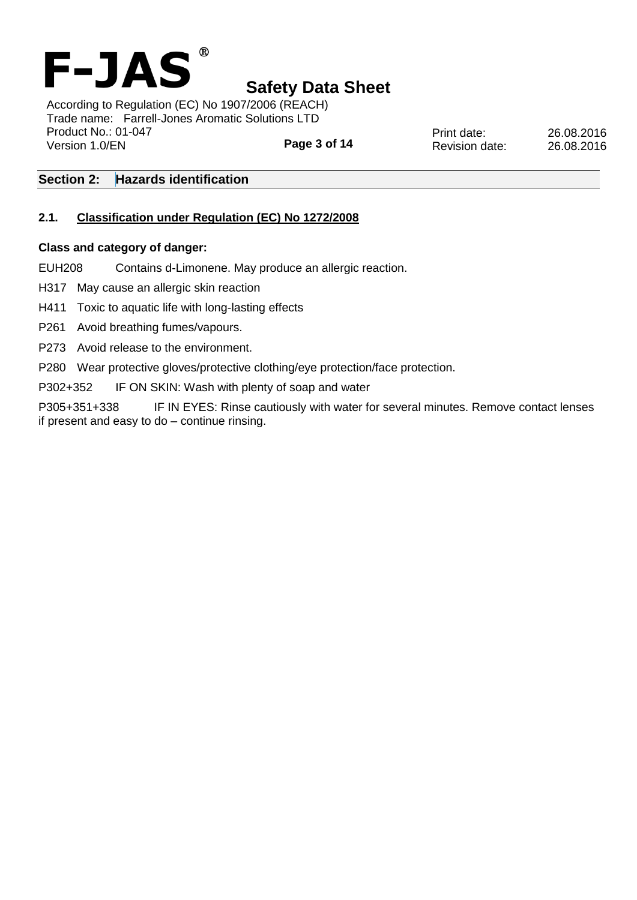## Section 2: Hazards identification

### 2.1. Classification under Regulation (EC) No 1272/2008

**Class and category of danger:**

EUH208 Contains d-Limonene. May produce an allergic reaction.

H317 May cause an allergic skin reaction

H411 Toxic to aquatic life with long-lasting effects

P261 Avoid breathing fumes/vapours.

P273 Avoid release to the environment.

P280 Wear protective gloves/protective clothing/eye protection/face protection.

P302+352 IF ON SKIN: Wash with plenty of soap and water

P305+351+338 IF IN EYES: Rinse cautiously with water for several minutes. Remove contact lenses if present and easy to do – continue rinsing.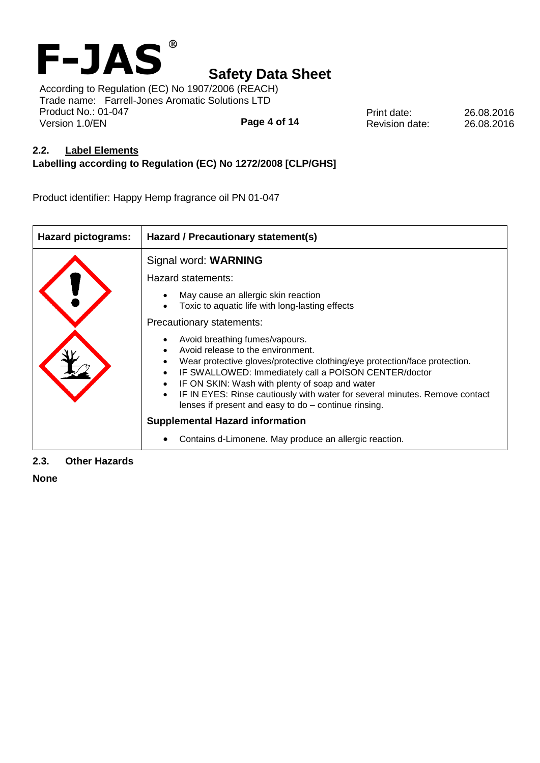## 2.2. Label Elements

**Labelling according to Regulation (EC) No 1272/2008 [CLP/GHS]**

Product identifier: Happy Hemp fragrance oil PN 01-047

| Hazard pictograms: | Hazard / Precautionary statement(s) |
| --- | --- |
| | Signal word: **WARNING**<br>Hazard statements:<br>• May cause an allergic skin reaction<br>• Toxic to aquatic life with long-lasting effects<br>Precautionary statements:<br>• Avoid breathing fumes/vapours.<br>• Avoid release to the environment.<br>• Wear protective gloves/protective clothing/eye protection/face protection.<br>• IF SWALLOWED: Immediately call a POISON CENTER/doctor<br>• IF ON SKIN: Wash with plenty of soap and water<br>• IF IN EYES: Rinse cautiously with water for several minutes. Remove contact lenses if present and easy to do – continue rinsing.<br>**Supplemental Hazard information**<br>• Contains d-Limonene. May produce an allergic reaction. |

## 2.3. Other Hazards

**None**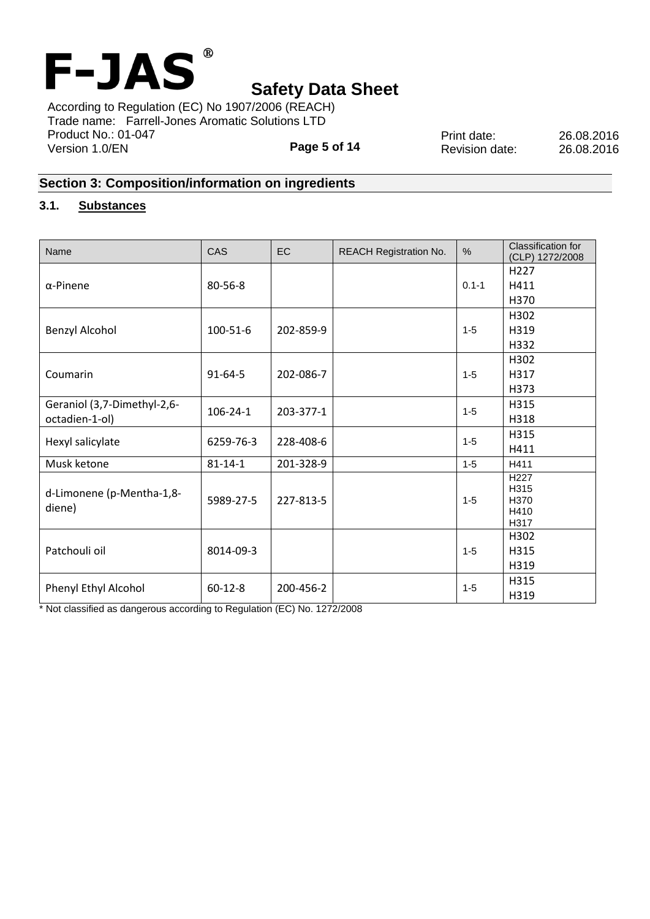## Section 3: Composition/information on ingredients

### 3.1. Substances

| Name | CAS | EC | REACH Registration No. | % | Classification for (CLP) 1272/2008 |
|---|---|---|---|---|---|
| α-Pinene | 80-56-8 | | | 0.1-1 | H227<br>H411<br>H370 |
| Benzyl Alcohol | 100-51-6 | 202-859-9 | | 1-5 | H302<br>H319<br>H332 |
| Coumarin | 91-64-5 | 202-086-7 | | 1-5 | H302<br>H317<br>H373 |
| Geraniol (3,7-Dimethyl-2,6-octadien-1-ol) | 106-24-1 | 203-377-1 | | 1-5 | H315<br>H318 |
| Hexyl salicylate | 6259-76-3 | 228-408-6 | | 1-5 | H315<br>H411 |
| Musk ketone | 81-14-1 | 201-328-9 | | 1-5 | H411 |
| d-Limonene (p-Mentha-1,8-diene) | 5989-27-5 | 227-813-5 | | 1-5 | H227<br>H315<br>H370<br>H410<br>H317 |
| Patchouli oil | 8014-09-3 | | | 1-5 | H302<br>H315<br>H319 |
| Phenyl Ethyl Alcohol | 60-12-8 | 200-456-2 | | 1-5 | H315<br>H319 |

* Not classified as dangerous according to Regulation (EC) No. 1272/2008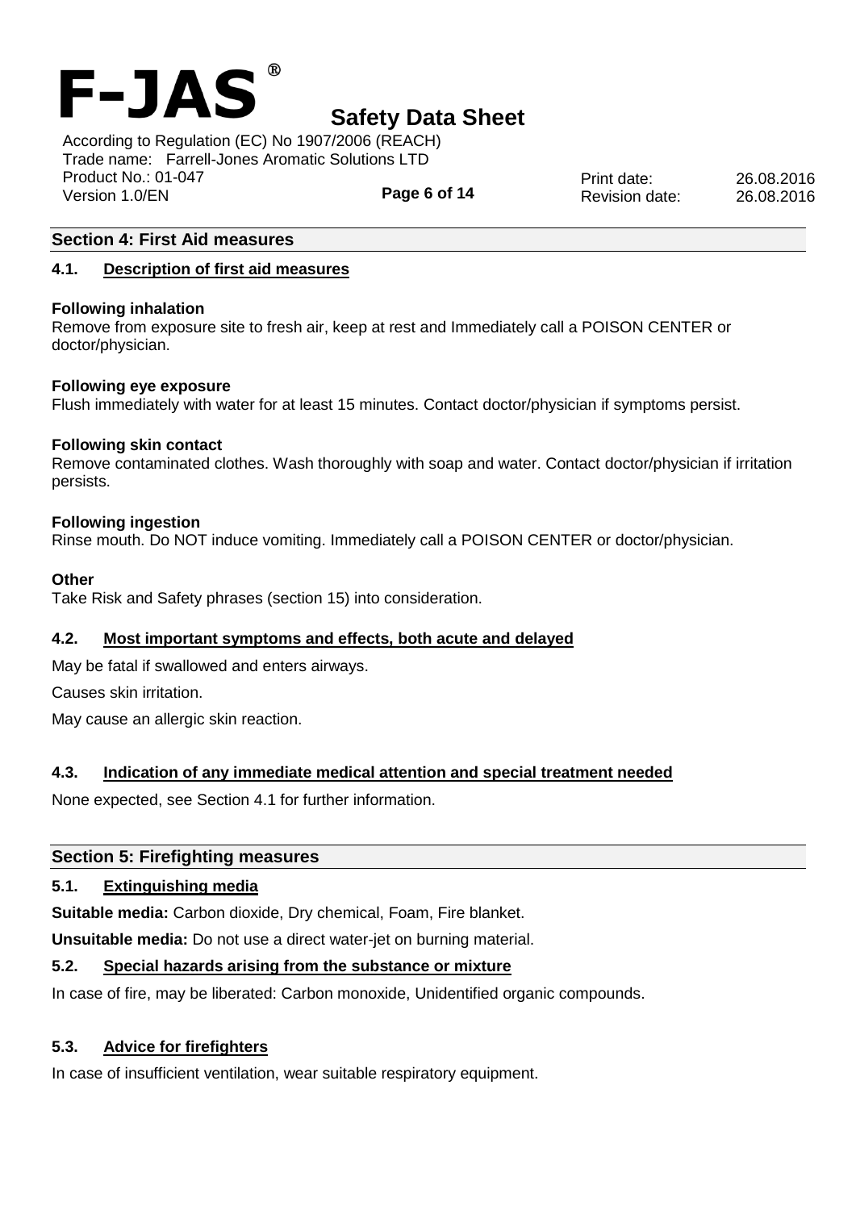## Section 4: First Aid measures

### 4.1. Description of first aid measures

**Following inhalation**

Remove from exposure site to fresh air, keep at rest and Immediately call a POISON CENTER or doctor/physician.

**Following eye exposure**

Flush immediately with water for at least 15 minutes. Contact doctor/physician if symptoms persist.

**Following skin contact**

Remove contaminated clothes. Wash thoroughly with soap and water. Contact doctor/physician if irritation persists.

**Following ingestion**

Rinse mouth. Do NOT induce vomiting. Immediately call a POISON CENTER or doctor/physician.

**Other**

Take Risk and Safety phrases (section 15) into consideration.

### 4.2. Most important symptoms and effects, both acute and delayed

May be fatal if swallowed and enters airways.

Causes skin irritation.

May cause an allergic skin reaction.

### 4.3. Indication of any immediate medical attention and special treatment needed

None expected, see Section 4.1 for further information.

## Section 5: Firefighting measures

### 5.1. Extinguishing media

**Suitable media:** Carbon dioxide, Dry chemical, Foam, Fire blanket.

**Unsuitable media:** Do not use a direct water-jet on burning material.

### 5.2. Special hazards arising from the substance or mixture

In case of fire, may be liberated: Carbon monoxide, Unidentified organic compounds.

### 5.3. Advice for firefighters

In case of insufficient ventilation, wear suitable respiratory equipment.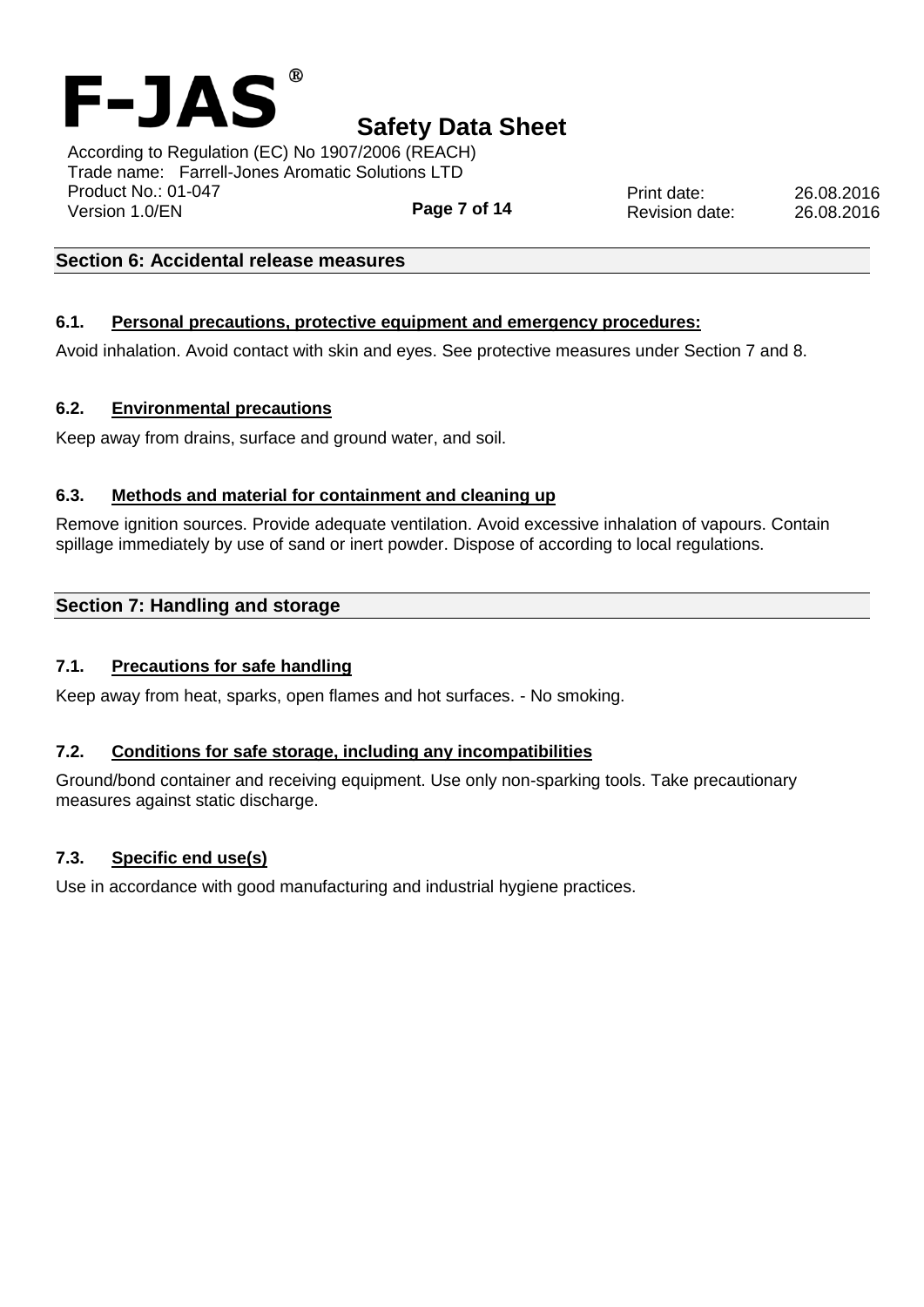## Section 6: Accidental release measures

### 6.1. Personal precautions, protective equipment and emergency procedures:

Avoid inhalation. Avoid contact with skin and eyes. See protective measures under Section 7 and 8.

### 6.2. Environmental precautions

Keep away from drains, surface and ground water, and soil.

### 6.3. Methods and material for containment and cleaning up

Remove ignition sources. Provide adequate ventilation. Avoid excessive inhalation of vapours. Contain spillage immediately by use of sand or inert powder. Dispose of according to local regulations.

## Section 7: Handling and storage

### 7.1. Precautions for safe handling

Keep away from heat, sparks, open flames and hot surfaces. - No smoking.

### 7.2. Conditions for safe storage, including any incompatibilities

Ground/bond container and receiving equipment. Use only non-sparking tools. Take precautionary measures against static discharge.

### 7.3. Specific end use(s)

Use in accordance with good manufacturing and industrial hygiene practices.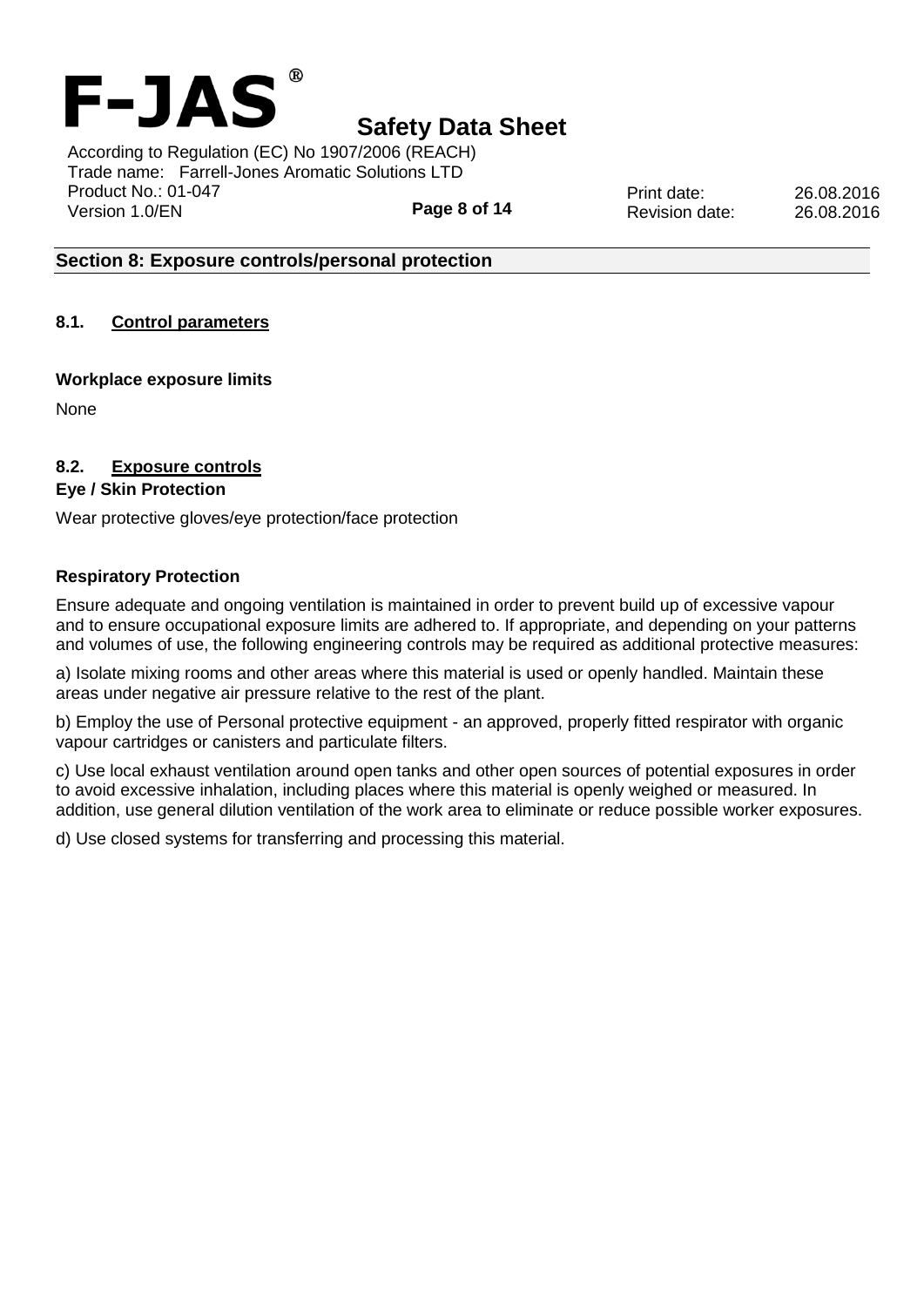## Section 8: Exposure controls/personal protection

### 8.1. Control parameters

**Workplace exposure limits**

None

### 8.2. Exposure controls

**Eye / Skin Protection**

Wear protective gloves/eye protection/face protection

**Respiratory Protection**

Ensure adequate and ongoing ventilation is maintained in order to prevent build up of excessive vapour and to ensure occupational exposure limits are adhered to. If appropriate, and depending on your patterns and volumes of use, the following engineering controls may be required as additional protective measures:

a) Isolate mixing rooms and other areas where this material is used or openly handled. Maintain these areas under negative air pressure relative to the rest of the plant.

b) Employ the use of Personal protective equipment - an approved, properly fitted respirator with organic vapour cartridges or canisters and particulate filters.

c) Use local exhaust ventilation around open tanks and other open sources of potential exposures in order to avoid excessive inhalation, including places where this material is openly weighed or measured. In addition, use general dilution ventilation of the work area to eliminate or reduce possible worker exposures.

d) Use closed systems for transferring and processing this material.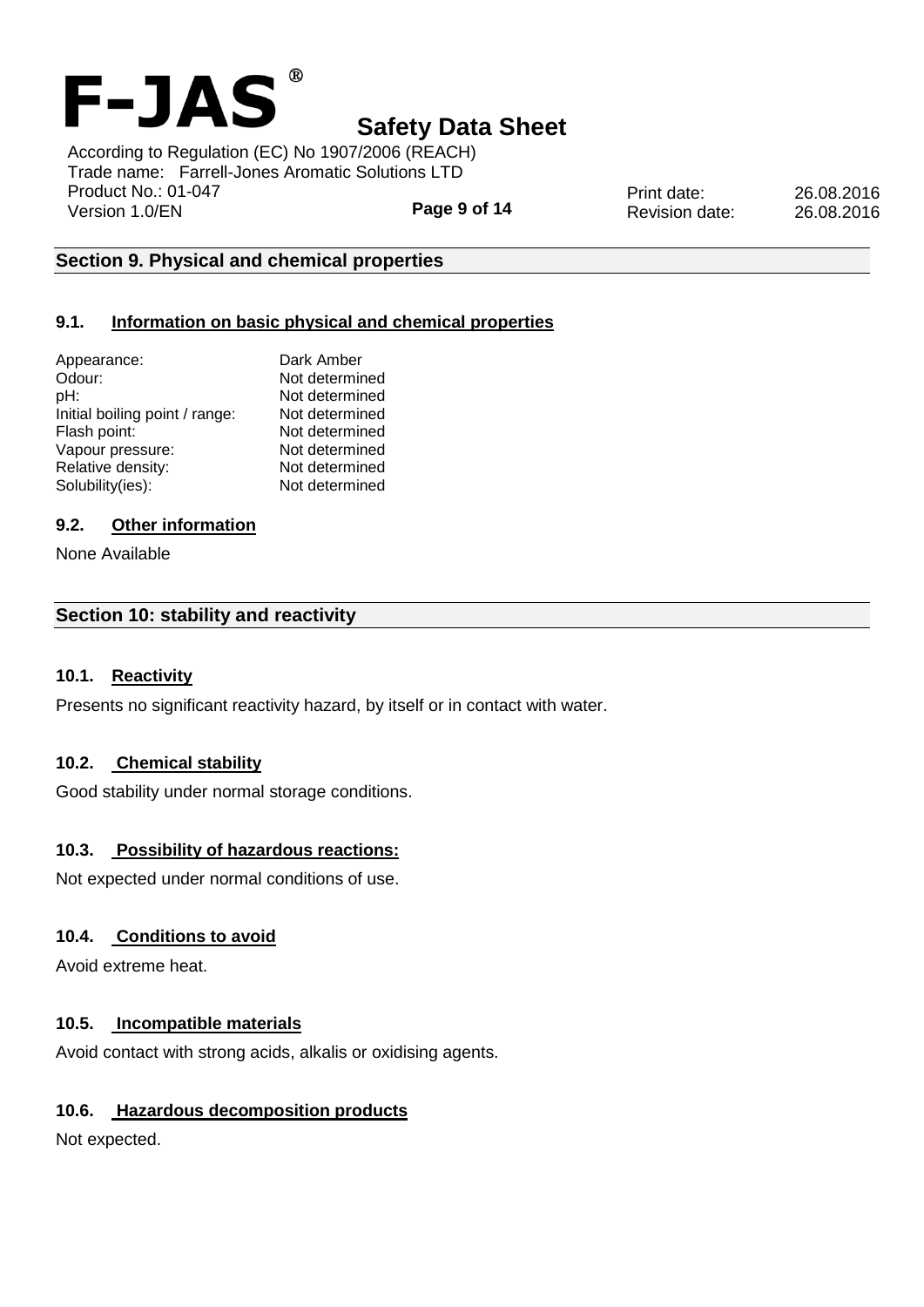## Section 9. Physical and chemical properties

### 9.1. Information on basic physical and chemical properties

| | |
|---|---|
| Appearance: | Dark Amber |
| Odour: | Not determined |
| pH: | Not determined |
| Initial boiling point / range: | Not determined |
| Flash point: | Not determined |
| Vapour pressure: | Not determined |
| Relative density: | Not determined |
| Solubility(ies): | Not determined |

### 9.2. Other information

None Available

## Section 10: stability and reactivity

### 10.1. Reactivity

Presents no significant reactivity hazard, by itself or in contact with water.

### 10.2. Chemical stability

Good stability under normal storage conditions.

### 10.3. Possibility of hazardous reactions:

Not expected under normal conditions of use.

### 10.4. Conditions to avoid

Avoid extreme heat.

### 10.5. Incompatible materials

Avoid contact with strong acids, alkalis or oxidising agents.

### 10.6. Hazardous decomposition products

Not expected.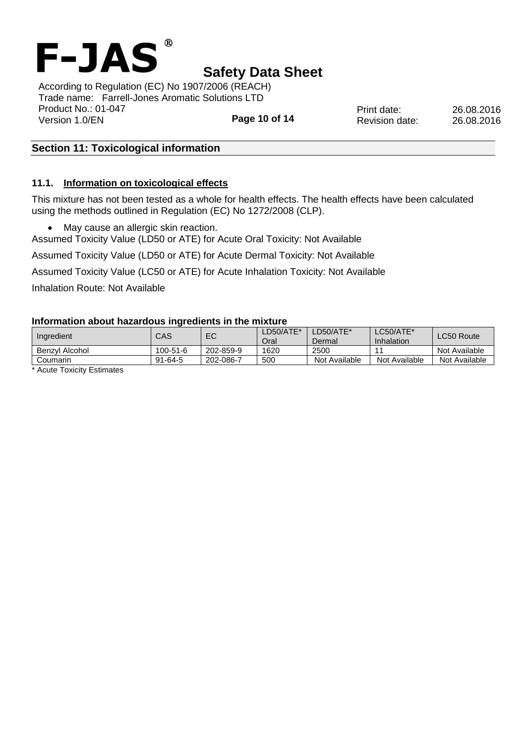## Section 11: Toxicological information

### 11.1. Information on toxicological effects

This mixture has not been tested as a whole for health effects. The health effects have been calculated using the methods outlined in Regulation (EC) No 1272/2008 (CLP).

- May cause an allergic skin reaction.

Assumed Toxicity Value (LD50 or ATE) for Acute Oral Toxicity: Not Available

Assumed Toxicity Value (LD50 or ATE) for Acute Dermal Toxicity: Not Available

Assumed Toxicity Value (LC50 or ATE) for Acute Inhalation Toxicity: Not Available

Inhalation Route: Not Available

**Information about hazardous ingredients in the mixture**

| Ingredient | CAS | EC | LD50/ATE* Oral | LD50/ATE* Dermal | LC50/ATE* Inhalation | LC50 Route |
|---|---|---|---|---|---|---|
| Benzyl Alcohol | 100-51-6 | 202-859-9 | 1620 | 2500 | 11 | Not Available |
| Coumarin | 91-64-5 | 202-086-7 | 500 | Not Available | Not Available | Not Available |

* Acute Toxicity Estimates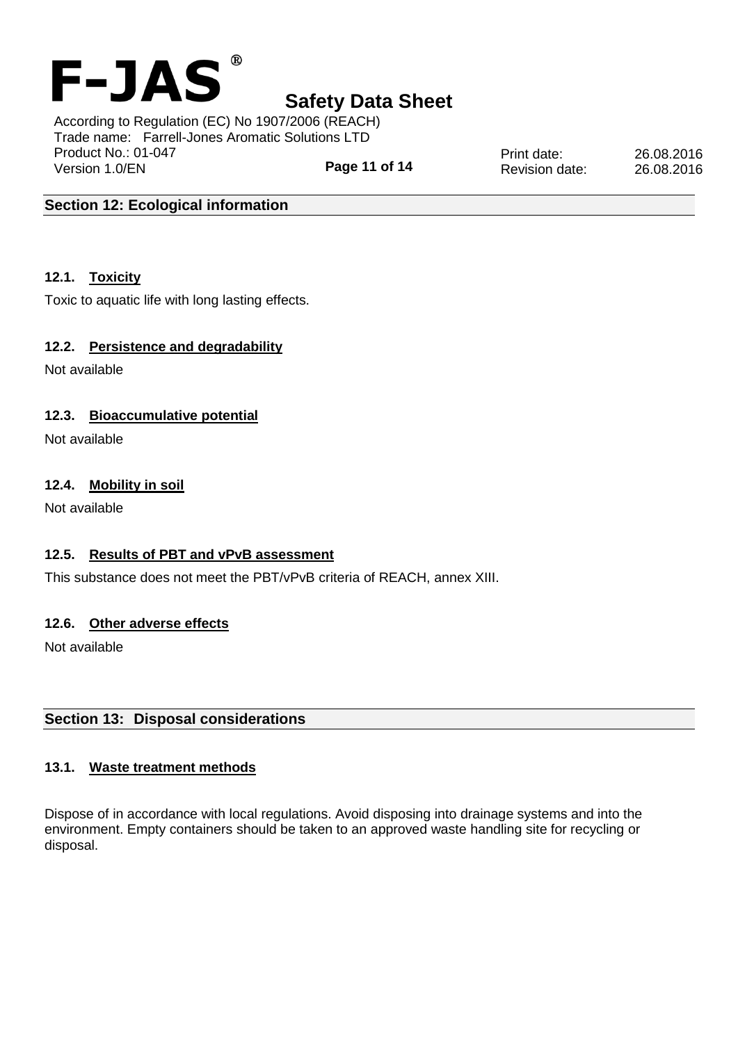## Section 12: Ecological information

### 12.1. Toxicity

Toxic to aquatic life with long lasting effects.

### 12.2. Persistence and degradability

Not available

### 12.3. Bioaccumulative potential

Not available

### 12.4. Mobility in soil

Not available

### 12.5. Results of PBT and vPvB assessment

This substance does not meet the PBT/vPvB criteria of REACH, annex XIII.

### 12.6. Other adverse effects

Not available

## Section 13: Disposal considerations

### 13.1. Waste treatment methods

Dispose of in accordance with local regulations. Avoid disposing into drainage systems and into the environment. Empty containers should be taken to an approved waste handling site for recycling or disposal.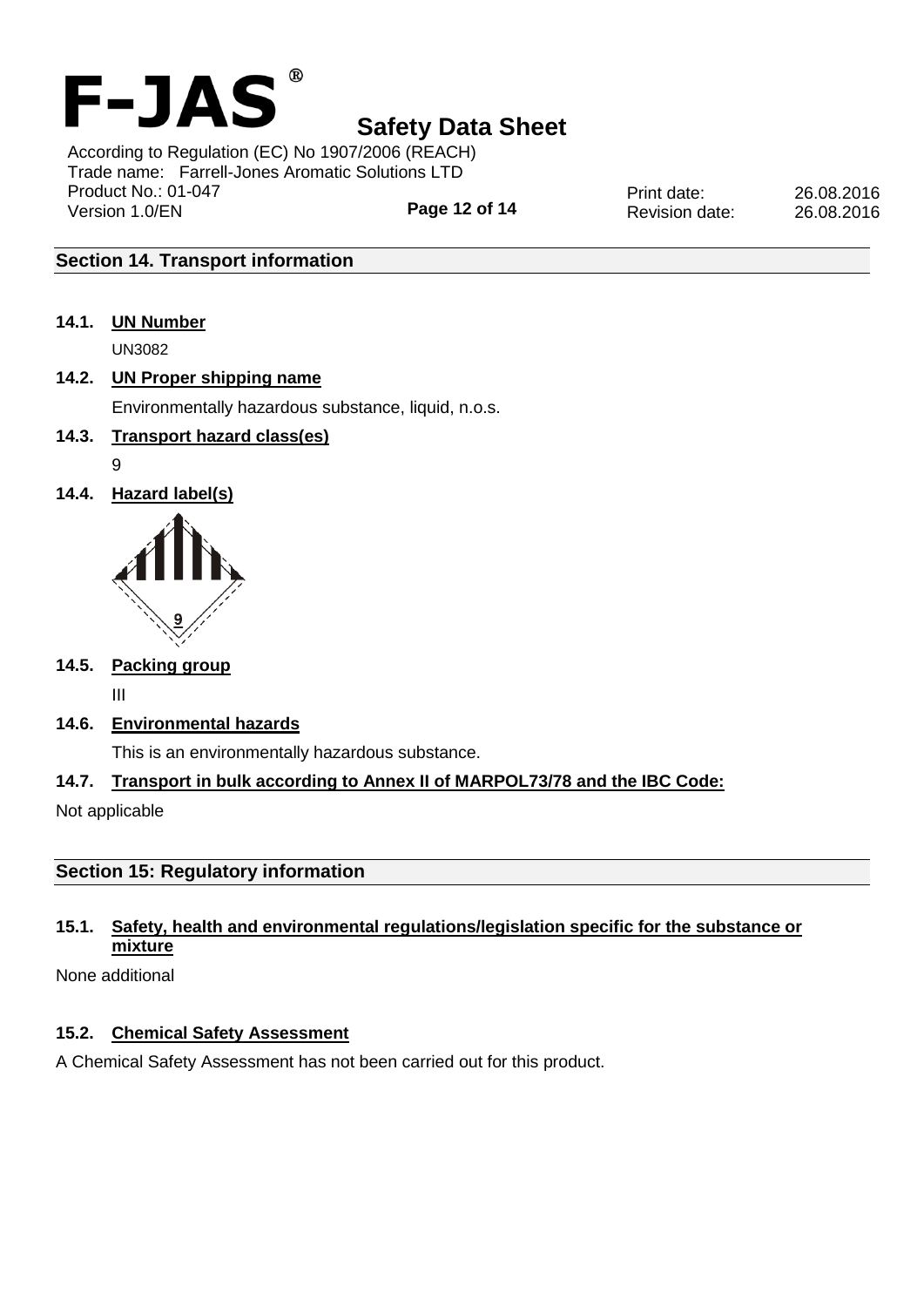## Section 14. Transport information

**14.1. UN Number**

UN3082

**14.2. UN Proper shipping name**

Environmentally hazardous substance, liquid, n.o.s.

**14.3. Transport hazard class(es)**

9

**14.4. Hazard label(s)**

**14.5. Packing group**

III

**14.6. Environmental hazards**

This is an environmentally hazardous substance.

**14.7. Transport in bulk according to Annex II of MARPOL73/78 and the IBC Code:**

Not applicable

## Section 15: Regulatory information

**15.1. Safety, health and environmental regulations/legislation specific for the substance or mixture**

None additional

**15.2. Chemical Safety Assessment**

A Chemical Safety Assessment has not been carried out for this product.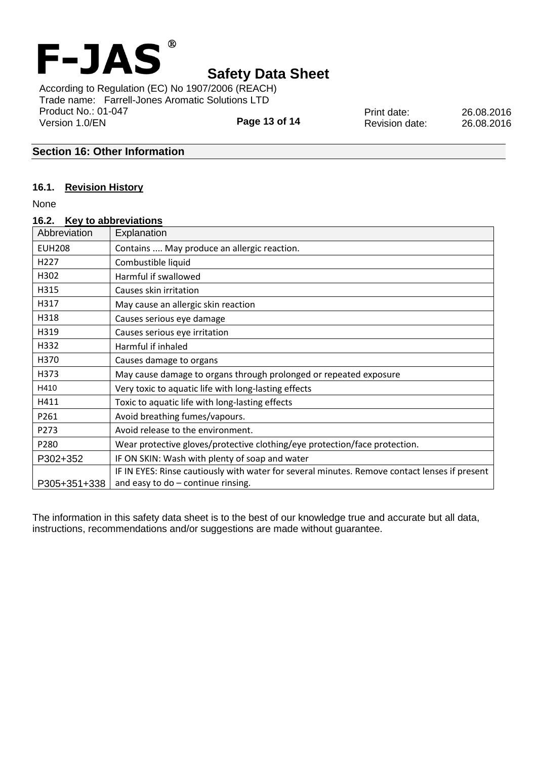## Section 16: Other Information

### 16.1. Revision History

None

### 16.2. Key to abbreviations

| Abbreviation | Explanation |
|---|---|
| EUH208 | Contains .... May produce an allergic reaction. |
| H227 | Combustible liquid |
| H302 | Harmful if swallowed |
| H315 | Causes skin irritation |
| H317 | May cause an allergic skin reaction |
| H318 | Causes serious eye damage |
| H319 | Causes serious eye irritation |
| H332 | Harmful if inhaled |
| H370 | Causes damage to organs |
| H373 | May cause damage to organs through prolonged or repeated exposure |
| H410 | Very toxic to aquatic life with long-lasting effects |
| H411 | Toxic to aquatic life with long-lasting effects |
| P261 | Avoid breathing fumes/vapours. |
| P273 | Avoid release to the environment. |
| P280 | Wear protective gloves/protective clothing/eye protection/face protection. |
| P302+352 | IF ON SKIN: Wash with plenty of soap and water |
| P305+351+338 | IF IN EYES: Rinse cautiously with water for several minutes. Remove contact lenses if present and easy to do – continue rinsing. |

The information in this safety data sheet is to the best of our knowledge true and accurate but all data, instructions, recommendations and/or suggestions are made without guarantee.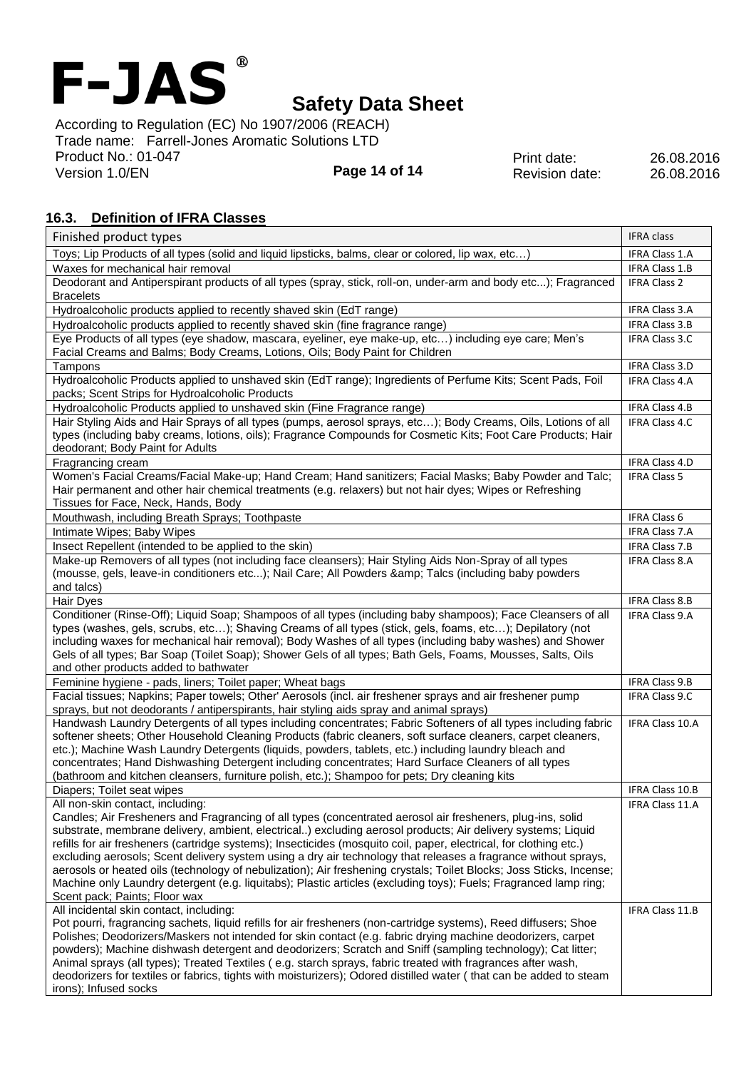### 16.3. Definition of IFRA Classes

| Finished product types | IFRA class |
|---|---|
| Toys; Lip Products of all types (solid and liquid lipsticks, balms, clear or colored, lip wax, etc…) | IFRA Class 1.A |
| Waxes for mechanical hair removal | IFRA Class 1.B |
| Deodorant and Antiperspirant products of all types (spray, stick, roll-on, under-arm and body etc...); Fragranced Bracelets | IFRA Class 2 |
| Hydroalcoholic products applied to recently shaved skin (EdT range) | IFRA Class 3.A |
| Hydroalcoholic products applied to recently shaved skin (fine fragrance range) | IFRA Class 3.B |
| Eye Products of all types (eye shadow, mascara, eyeliner, eye make-up, etc…) including eye care; Men's Facial Creams and Balms; Body Creams, Lotions, Oils; Body Paint for Children | IFRA Class 3.C |
| Tampons | IFRA Class 3.D |
| Hydroalcoholic Products applied to unshaved skin (EdT range); Ingredients of Perfume Kits; Scent Pads, Foil packs; Scent Strips for Hydroalcoholic Products | IFRA Class 4.A |
| Hydroalcoholic Products applied to unshaved skin (Fine Fragrance range) | IFRA Class 4.B |
| Hair Styling Aids and Hair Sprays of all types (pumps, aerosol sprays, etc…); Body Creams, Oils, Lotions of all types (including baby creams, lotions, oils); Fragrance Compounds for Cosmetic Kits; Foot Care Products; Hair deodorant; Body Paint for Adults | IFRA Class 4.C |
| Fragrancing cream | IFRA Class 4.D |
| Women's Facial Creams/Facial Make-up; Hand Cream; Hand sanitizers; Facial Masks; Baby Powder and Talc; Hair permanent and other hair chemical treatments (e.g. relaxers) but not hair dyes; Wipes or Refreshing Tissues for Face, Neck, Hands, Body | IFRA Class 5 |
| Mouthwash, including Breath Sprays; Toothpaste | IFRA Class 6 |
| Intimate Wipes; Baby Wipes | IFRA Class 7.A |
| Insect Repellent (intended to be applied to the skin) | IFRA Class 7.B |
| Make-up Removers of all types (not including face cleansers); Hair Styling Aids Non-Spray of all types (mousse, gels, leave-in conditioners etc...); Nail Care; All Powders &amp; Talcs (including baby powders and talcs) | IFRA Class 8.A |
| Hair Dyes | IFRA Class 8.B |
| Conditioner (Rinse-Off); Liquid Soap; Shampoos of all types (including baby shampoos); Face Cleansers of all types (washes, gels, scrubs, etc…); Shaving Creams of all types (stick, gels, foams, etc…); Depilatory (not including waxes for mechanical hair removal); Body Washes of all types (including baby washes) and Shower Gels of all types; Bar Soap (Toilet Soap); Shower Gels of all types; Bath Gels, Foams, Mousses, Salts, Oils and other products added to bathwater | IFRA Class 9.A |
| Feminine hygiene - pads, liners; Toilet paper; Wheat bags | IFRA Class 9.B |
| Facial tissues; Napkins; Paper towels; Other' Aerosols (incl. air freshener sprays and air freshener pump sprays, but not deodorants / antiperspirants, hair styling aids spray and animal sprays) | IFRA Class 9.C |
| Handwash Laundry Detergents of all types including concentrates; Fabric Softeners of all types including fabric softener sheets; Other Household Cleaning Products (fabric cleaners, soft surface cleaners, carpet cleaners, etc.); Machine Wash Laundry Detergents (liquids, powders, tablets, etc.) including laundry bleach and concentrates; Hand Dishwashing Detergent including concentrates; Hard Surface Cleaners of all types (bathroom and kitchen cleansers, furniture polish, etc.); Shampoo for pets; Dry cleaning kits | IFRA Class 10.A |
| Diapers; Toilet seat wipes | IFRA Class 10.B |
| All non-skin contact, including: Candles; Air Fresheners and Fragrancing of all types (concentrated aerosol air fresheners, plug-ins, solid substrate, membrane delivery, ambient, electrical..) excluding aerosol products; Air delivery systems; Liquid refills for air fresheners (cartridge systems); Insecticides (mosquito coil, paper, electrical, for clothing etc.) excluding aerosols; Scent delivery system using a dry air technology that releases a fragrance without sprays, aerosols or heated oils (technology of nebulization); Air freshening crystals; Toilet Blocks; Joss Sticks, Incense; Machine only Laundry detergent (e.g. liquitabs); Plastic articles (excluding toys); Fuels; Fragranced lamp ring; Scent pack; Paints; Floor wax | IFRA Class 11.A |
| All incidental skin contact, including: Pot pourri, fragrancing sachets, liquid refills for air fresheners (non-cartridge systems), Reed diffusers; Shoe Polishes; Deodorizers/Maskers not intended for skin contact (e.g. fabric drying machine deodorizers, carpet powders); Machine dishwash detergent and deodorizers; Scratch and Sniff (sampling technology); Cat litter; Animal sprays (all types); Treated Textiles ( e.g. starch sprays, fabric treated with fragrances after wash, deodorizers for textiles or fabrics, tights with moisturizers); Odored distilled water ( that can be added to steam irons); Infused socks | IFRA Class 11.B |